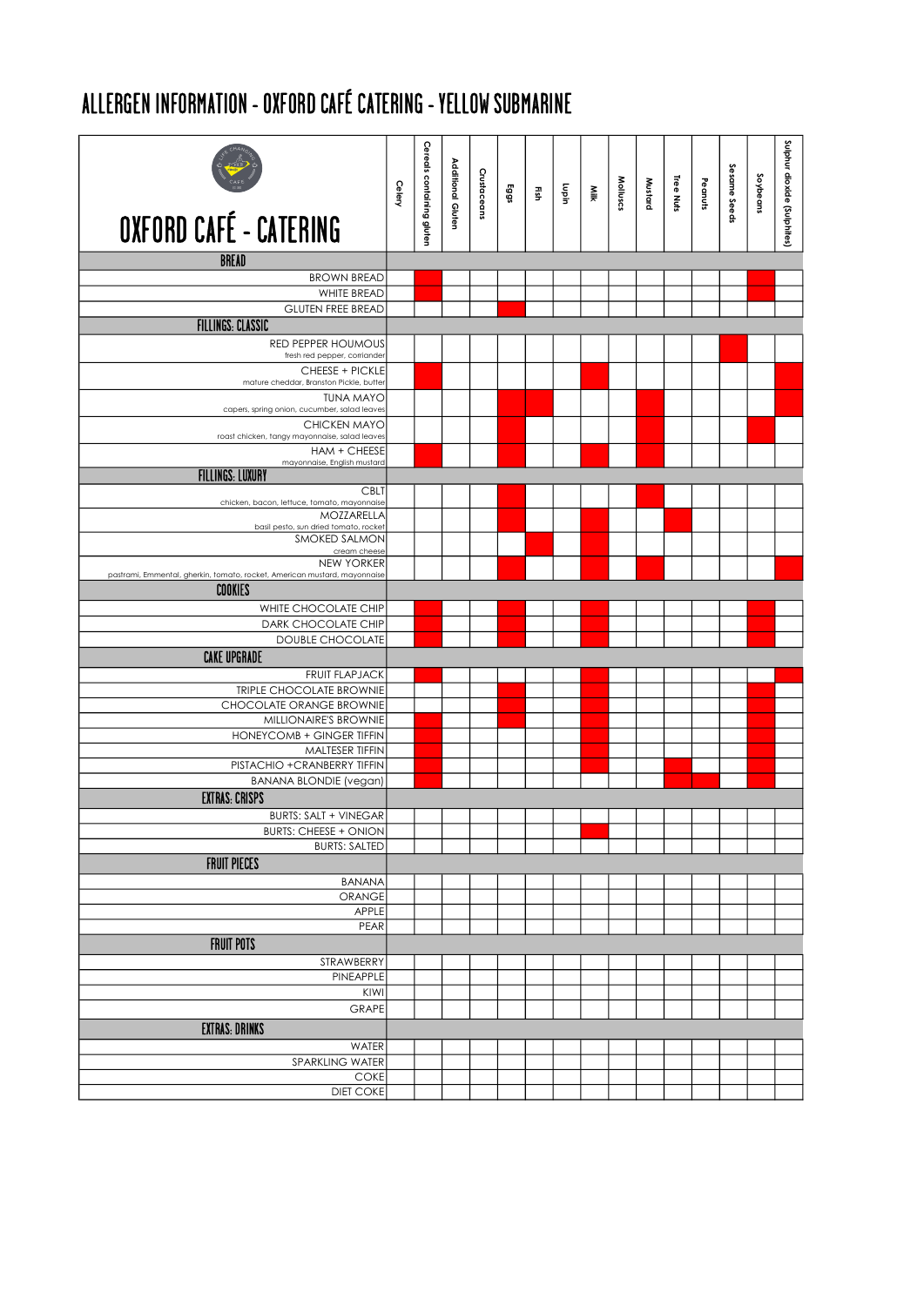# ALLERGEN INFORMATION - OXFORD CAFÉ CATERING - YELLOW SUBMARINE

| OXFORD CAFÉ - CATERING | Celery | Cereals containing gluten | Additional Gluten | Crustaceans | Eggs | Fish | Lupin | Milk | Molluscs | Mustard | Tree Nuts | Peanuts | Sesame Seeds | Soybeans | Sulphur dioxide (Sulphites) |
|---|---|---|---|---|---|---|---|---|---|---|---|---|---|---|---|
| **BREAD** | | | | | | | | | | | | | | | |
| BROWN BREAD | | X | | | | | | | | | | | | X | |
| WHITE BREAD | | X | | | | | | | | | | | | X | |
| GLUTEN FREE BREAD | | | | | X | | | | | | | | | | |
| **FILLINGS: CLASSIC** | | | | | | | | | | | | | | | |
| RED PEPPER HOUMOUS<br>fresh red pepper, corriander | | | | | | | | | | | | | X | | |
| CHEESE + PICKLE<br>mature cheddar, Branston Pickle, butter | | X | | | | | | X | | | | | | | X |
| TUNA MAYO<br>capers, spring onion, cucumber, salad leaves | | | | | X | X | | | | X | | | | | X |
| CHICKEN MAYO<br>roast chicken, tangy mayonnaise, salad leaves | | | | | X | | | | | X | | | | X | |
| HAM + CHEESE<br>mayonnaise, English mustard | | X | | | X | | | X | | X | | | | | |
| **FILLINGS: LUXURY** | | | | | | | | | | | | | | | |
| CBLT<br>chicken, bacon, lettuce, tomato, mayonnaise | | | | | X | | | | | X | | | | | |
| MOZZARELLA<br>basil pesto, sun dried tomato, rocket | | | | | X | | | X | | | X | | | | |
| SMOKED SALMON<br>cream cheese | | | | | | X | | X | | | | | | | |
| NEW YORKER<br>pastrami, Emmental, gherkin, tomato, rocket, American mustard, mayonnaise | | | | | X | | | X | | X | | | | | X |
| **COOKIES** | | | | | | | | | | | | | | | |
| WHITE CHOCOLATE CHIP | | X | | | X | | | X | | | | | | X | |
| DARK CHOCOLATE CHIP | | X | | | X | | | X | | | | | | X | |
| DOUBLE CHOCOLATE | | X | | | X | | | X | | | | | | X | |
| **CAKE UPGRADE** | | | | | | | | | | | | | | | |
| FRUIT FLAPJACK | | X | | | | | | X | | | | | | | X |
| TRIPLE CHOCOLATE BROWNIE | | | | | X | | | X | | | | | | X | |
| CHOCOLATE ORANGE BROWNIE | | | | | X | | | X | | | | | | X | |
| MILLIONAIRE'S BROWNIE | | X | | | X | | | X | | | | | | X | |
| HONEYCOMB + GINGER TIFFIN | | X | | | | | | X | | | | | | X | |
| MALTESER TIFFIN | | X | | | | | | X | | | | | | X | |
| PISTACHIO +CRANBERRY TIFFIN | | X | | | | | | X | | | X | | | X | |
| BANANA BLONDIE (vegan) | | X | | | | | | | | | X | X | | X | |
| **EXTRAS: CRISPS** | | | | | | | | | | | | | | | |
| BURTS: SALT + VINEGAR | | | | | | | | | | | | | | | |
| BURTS: CHEESE + ONION | | | | | | | | X | | | | | | | |
| BURTS: SALTED | | | | | | | | | | | | | | | |
| **FRUIT PIECES** | | | | | | | | | | | | | | | |
| BANANA | | | | | | | | | | | | | | | |
| ORANGE | | | | | | | | | | | | | | | |
| APPLE | | | | | | | | | | | | | | | |
| PEAR | | | | | | | | | | | | | | | |
| **FRUIT POTS** | | | | | | | | | | | | | | | |
| STRAWBERRY | | | | | | | | | | | | | | | |
| PINEAPPLE | | | | | | | | | | | | | | | |
| KIWI | | | | | | | | | | | | | | | |
| GRAPE | | | | | | | | | | | | | | | |
| **EXTRAS: DRINKS** | | | | | | | | | | | | | | | |
| WATER | | | | | | | | | | | | | | | |
| SPARKLING WATER | | | | | | | | | | | | | | | |
| COKE | | | | | | | | | | | | | | | |
| DIET COKE | | | | | | | | | | | | | | | |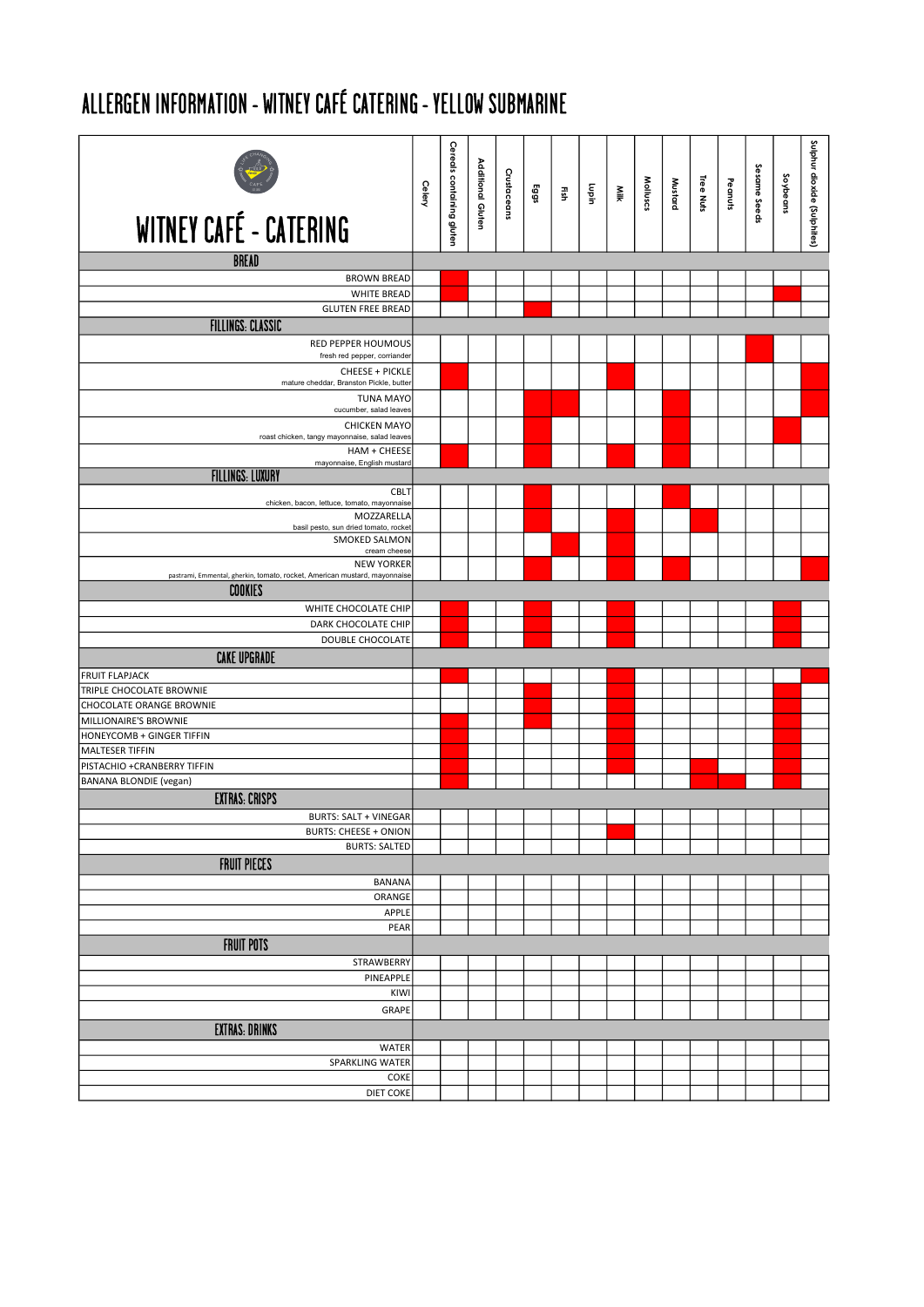# ALLERGEN INFORMATION - WITNEY CAFÉ CATERING - YELLOW SUBMARINE

## WITNEY CAFÉ - CATERING

| | Celery | Cereals containing gluten | Additional Gluten | Crustaceans | Eggs | Fish | Lupin | Milk | Molluscs | Mustard | Tree Nuts | Peanuts | Sesame Seeds | Soybeans | Sulphur dioxide (Sulphites) |
|---|---|---|---|---|---|---|---|---|---|---|---|---|---|---|---|
| **BREAD** | | | | | | | | | | | | | | | |
| BROWN BREAD | | X | | | | | | | | | | | | | |
| WHITE BREAD | | X | | | | | | | | | | | | X | |
| GLUTEN FREE BREAD | | | | | X | | | | | | | | | | |
| **FILLINGS: CLASSIC** | | | | | | | | | | | | | | | |
| RED PEPPER HOUMOUS<br>fresh red pepper, corriander | | | | | | | | | | | | | X | | |
| CHEESE + PICKLE<br>mature cheddar, Branston Pickle, butter | | X | | | | | | X | | | | | | | X |
| TUNA MAYO<br>cucumber, salad leaves | | | | | X | X | | | | X | | | | | X |
| CHICKEN MAYO<br>roast chicken, tangy mayonnaise, salad leaves | | | | | X | | | | | X | | | | X | |
| HAM + CHEESE<br>mayonnaise, English mustard | | X | | | X | | | X | | X | | | | | |
| **FILLINGS: LUXURY** | | | | | | | | | | | | | | | |
| CBLT<br>chicken, bacon, lettuce, tomato, mayonnaise | | | | | X | | | | | X | | | | | |
| MOZZARELLA<br>basil pesto, sun dried tomato, rocket | | | | | X | | | X | | | X | | | | |
| SMOKED SALMON<br>cream cheese | | | | | | X | | X | | | | | | | |
| NEW YORKER<br>pastrami, Emmental, gherkin, tomato, rocket, American mustard, mayonnaise | | | | | X | | | X | | X | | | | | X |
| **COOKIES** | | | | | | | | | | | | | | | |
| WHITE CHOCOLATE CHIP | | X | | | X | | | X | | | | | | X | |
| DARK CHOCOLATE CHIP | | X | | | X | | | X | | | | | | X | |
| DOUBLE CHOCOLATE | | X | | | X | | | X | | | | | | X | |
| **CAKE UPGRADE** | | | | | | | | | | | | | | | |
| FRUIT FLAPJACK | | X | | | | | | X | | | | | | | X |
| TRIPLE CHOCOLATE BROWNIE | | | | | X | | | X | | | | | | X | |
| CHOCOLATE ORANGE BROWNIE | | | | | X | | | X | | | | | | X | |
| MILLIONAIRE'S BROWNIE | | X | | | X | | | X | | | | | | X | |
| HONEYCOMB + GINGER TIFFIN | | X | | | | | | X | | | | | | X | |
| MALTESER TIFFIN | | X | | | | | | X | | | | | | X | |
| PISTACHIO +CRANBERRY TIFFIN | | X | | | | | | X | | | X | | | X | |
| BANANA BLONDIE (vegan) | | X | | | | | | | | | X | X | | X | |
| **EXTRAS: CRISPS** | | | | | | | | | | | | | | | |
| BURTS: SALT + VINEGAR | | | | | | | | | | | | | | | |
| BURTS: CHEESE + ONION | | | | | | | | X | | | | | | | |
| BURTS: SALTED | | | | | | | | | | | | | | | |
| **FRUIT PIECES** | | | | | | | | | | | | | | | |
| BANANA | | | | | | | | | | | | | | | |
| ORANGE | | | | | | | | | | | | | | | |
| APPLE | | | | | | | | | | | | | | | |
| PEAR | | | | | | | | | | | | | | | |
| **FRUIT POTS** | | | | | | | | | | | | | | | |
| STRAWBERRY | | | | | | | | | | | | | | | |
| PINEAPPLE | | | | | | | | | | | | | | | |
| KIWI | | | | | | | | | | | | | | | |
| GRAPE | | | | | | | | | | | | | | | |
| **EXTRAS: DRINKS** | | | | | | | | | | | | | | | |
| WATER | | | | | | | | | | | | | | | |
| SPARKLING WATER | | | | | | | | | | | | | | | |
| COKE | | | | | | | | | | | | | | | |
| DIET COKE | | | | | | | | | | | | | | | |